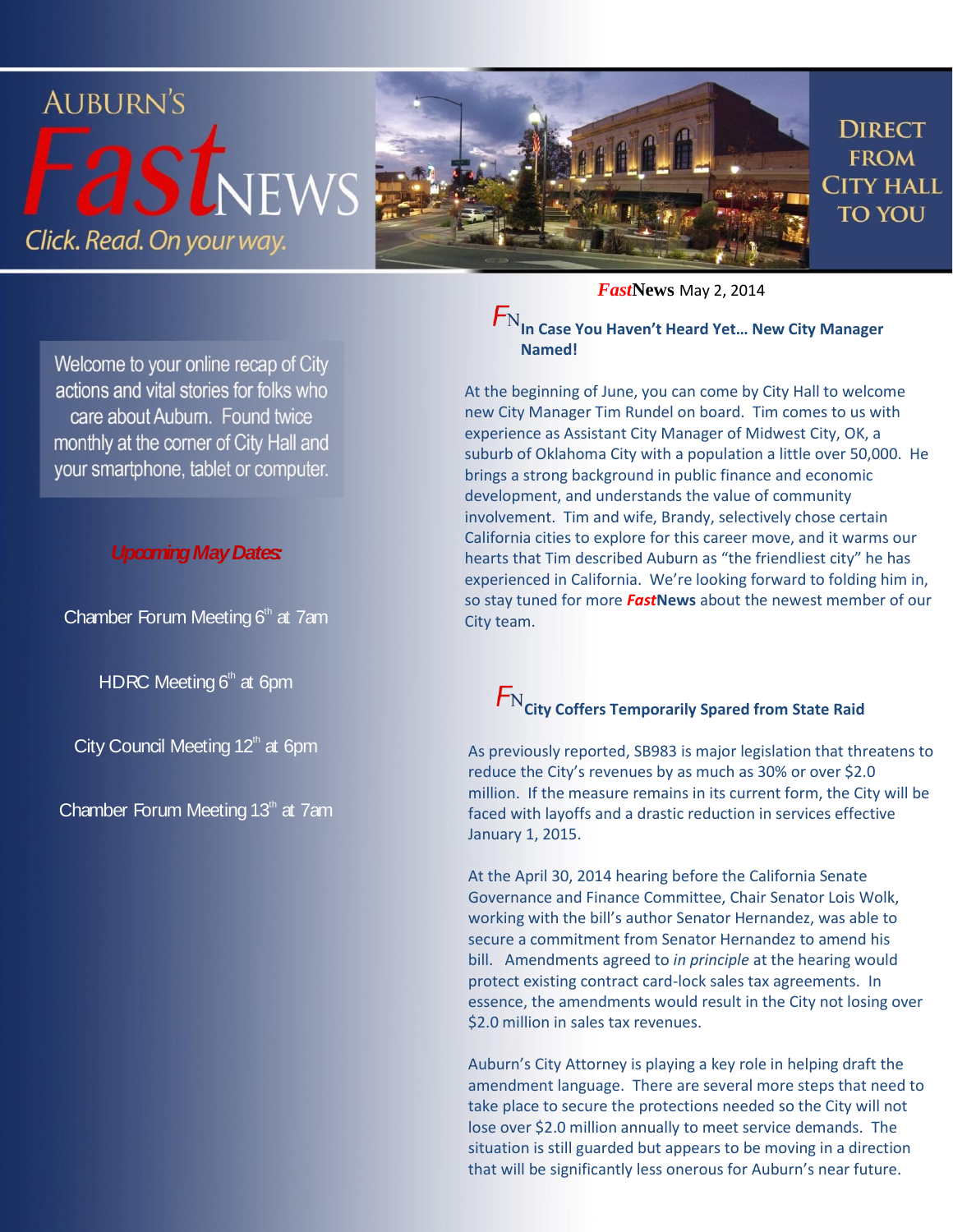# AUBURN'S FastNEWS

Click. Read. On your way.

DIRECT FROM CITY HALL TO YOU

Welcome to your online recap of City actions and vital stories for folks who care about Auburn. Found twice monthly at the corner of City Hall and your smartphone, tablet or computer.

***Upcoming May Dates:***

Chamber Forum Meeting 6th at 7am

HDRC Meeting 6th at 6pm

City Council Meeting 12th at 6pm

Chamber Forum Meeting 13th at 7am

***Fast*News** May 2, 2014

## FN In Case You Haven't Heard Yet… New City Manager Named!

At the beginning of June, you can come by City Hall to welcome new City Manager Tim Rundel on board. Tim comes to us with experience as Assistant City Manager of Midwest City, OK, a suburb of Oklahoma City with a population a little over 50,000. He brings a strong background in public finance and economic development, and understands the value of community involvement. Tim and wife, Brandy, selectively chose certain California cities to explore for this career move, and it warms our hearts that Tim described Auburn as "the friendliest city" he has experienced in California. We're looking forward to folding him in, so stay tuned for more ***Fast*News** about the newest member of our City team.

## FN City Coffers Temporarily Spared from State Raid

As previously reported, SB983 is major legislation that threatens to reduce the City's revenues by as much as 30% or over $2.0 million. If the measure remains in its current form, the City will be faced with layoffs and a drastic reduction in services effective January 1, 2015.

At the April 30, 2014 hearing before the California Senate Governance and Finance Committee, Chair Senator Lois Wolk, working with the bill's author Senator Hernandez, was able to secure a commitment from Senator Hernandez to amend his bill. Amendments agreed to *in principle* at the hearing would protect existing contract card-lock sales tax agreements. In essence, the amendments would result in the City not losing over $2.0 million in sales tax revenues.

Auburn's City Attorney is playing a key role in helping draft the amendment language. There are several more steps that need to take place to secure the protections needed so the City will not lose over $2.0 million annually to meet service demands. The situation is still guarded but appears to be moving in a direction that will be significantly less onerous for Auburn's near future.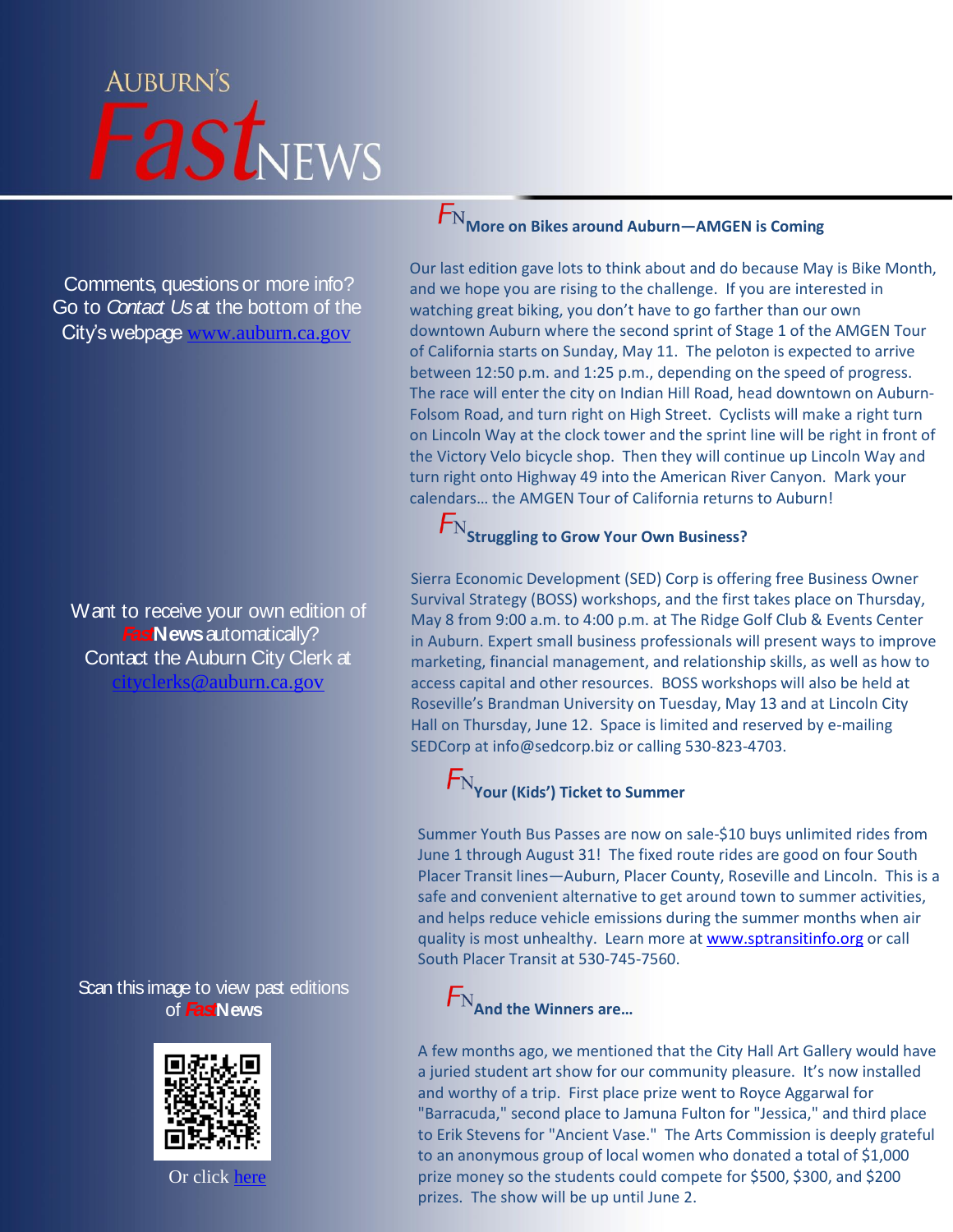# AUBURN'S *Fast* NEWS

Comments, questions or more info? Go to *Contact Us* at the bottom of the City's webpage www.auburn.ca.gov

Want to receive your own edition of ***Fast*News** automatically? Contact the Auburn City Clerk at cityclerks@auburn.ca.gov

Scan this image to view past editions of ***Fast*News**

Or click here

## FN More on Bikes around Auburn—AMGEN is Coming

Our last edition gave lots to think about and do because May is Bike Month, and we hope you are rising to the challenge. If you are interested in watching great biking, you don't have to go farther than our own downtown Auburn where the second sprint of Stage 1 of the AMGEN Tour of California starts on Sunday, May 11. The peloton is expected to arrive between 12:50 p.m. and 1:25 p.m., depending on the speed of progress. The race will enter the city on Indian Hill Road, head downtown on Auburn-Folsom Road, and turn right on High Street. Cyclists will make a right turn on Lincoln Way at the clock tower and the sprint line will be right in front of the Victory Velo bicycle shop. Then they will continue up Lincoln Way and turn right onto Highway 49 into the American River Canyon. Mark your calendars… the AMGEN Tour of California returns to Auburn!

## FN Struggling to Grow Your Own Business?

Sierra Economic Development (SED) Corp is offering free Business Owner Survival Strategy (BOSS) workshops, and the first takes place on Thursday, May 8 from 9:00 a.m. to 4:00 p.m. at The Ridge Golf Club & Events Center in Auburn. Expert small business professionals will present ways to improve marketing, financial management, and relationship skills, as well as how to access capital and other resources. BOSS workshops will also be held at Roseville's Brandman University on Tuesday, May 13 and at Lincoln City Hall on Thursday, June 12. Space is limited and reserved by e-mailing SEDCorp at info@sedcorp.biz or calling 530-823-4703.

## FN Your (Kids') Ticket to Summer

Summer Youth Bus Passes are now on sale-$10 buys unlimited rides from June 1 through August 31! The fixed route rides are good on four South Placer Transit lines—Auburn, Placer County, Roseville and Lincoln. This is a safe and convenient alternative to get around town to summer activities, and helps reduce vehicle emissions during the summer months when air quality is most unhealthy. Learn more at www.sptransitinfo.org or call South Placer Transit at 530-745-7560.

## FN And the Winners are…

A few months ago, we mentioned that the City Hall Art Gallery would have a juried student art show for our community pleasure. It's now installed and worthy of a trip. First place prize went to Royce Aggarwal for "Barracuda," second place to Jamuna Fulton for "Jessica," and third place to Erik Stevens for "Ancient Vase." The Arts Commission is deeply grateful to an anonymous group of local women who donated a total of $1,000 prize money so the students could compete for $500, $300, and $200 prizes. The show will be up until June 2.